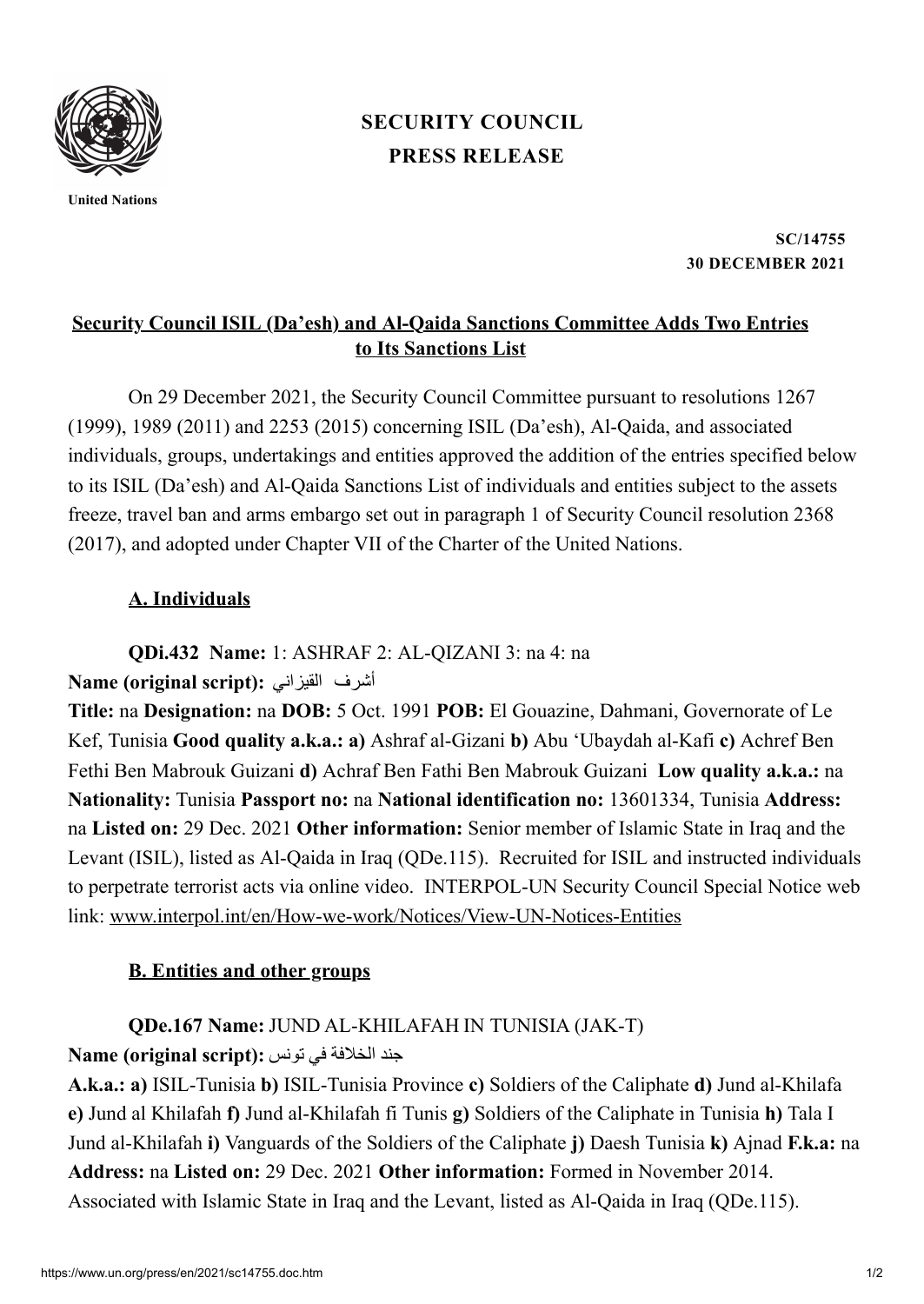United Nations

# SECURITY COUNCIL
# PRESS RELEASE

**SC/14755**
**30 DECEMBER 2021**

## Security Council ISIL (Da'esh) and Al-Qaida Sanctions Committee Adds Two Entries to Its Sanctions List

On 29 December 2021, the Security Council Committee pursuant to resolutions 1267 (1999), 1989 (2011) and 2253 (2015) concerning ISIL (Da'esh), Al-Qaida, and associated individuals, groups, undertakings and entities approved the addition of the entries specified below to its ISIL (Da'esh) and Al-Qaida Sanctions List of individuals and entities subject to the assets freeze, travel ban and arms embargo set out in paragraph 1 of Security Council resolution 2368 (2017), and adopted under Chapter VII of the Charter of the United Nations.

### A. Individuals

**QDi.432 Name:** 1: ASHRAF 2: AL-QIZANI 3: na 4: na
**Name (original script):** أشرف القيزاني
**Title:** na **Designation:** na **DOB:** 5 Oct. 1991 **POB:** El Gouazine, Dahmani, Governorate of Le Kef, Tunisia **Good quality a.k.a.: a)** Ashraf al-Gizani **b)** Abu 'Ubaydah al-Kafi **c)** Achref Ben Fethi Ben Mabrouk Guizani **d)** Achraf Ben Fathi Ben Mabrouk Guizani **Low quality a.k.a.:** na **Nationality:** Tunisia **Passport no:** na **National identification no:** 13601334, Tunisia **Address:** na **Listed on:** 29 Dec. 2021 **Other information:** Senior member of Islamic State in Iraq and the Levant (ISIL), listed as Al-Qaida in Iraq (QDe.115). Recruited for ISIL and instructed individuals to perpetrate terrorist acts via online video. INTERPOL-UN Security Council Special Notice web link: www.interpol.int/en/How-we-work/Notices/View-UN-Notices-Entities

### B. Entities and other groups

**QDe.167 Name:** JUND AL-KHILAFAH IN TUNISIA (JAK-T)
**Name (original script):** جند الخلافة في تونس
**A.k.a.: a)** ISIL-Tunisia **b)** ISIL-Tunisia Province **c)** Soldiers of the Caliphate **d)** Jund al-Khilafa **e)** Jund al Khilafah **f)** Jund al-Khilafah fi Tunis **g)** Soldiers of the Caliphate in Tunisia **h)** Tala I Jund al-Khilafah **i)** Vanguards of the Soldiers of the Caliphate **j)** Daesh Tunisia **k)** Ajnad **F.k.a:** na **Address:** na **Listed on:** 29 Dec. 2021 **Other information:** Formed in November 2014. Associated with Islamic State in Iraq and the Levant, listed as Al-Qaida in Iraq (QDe.115).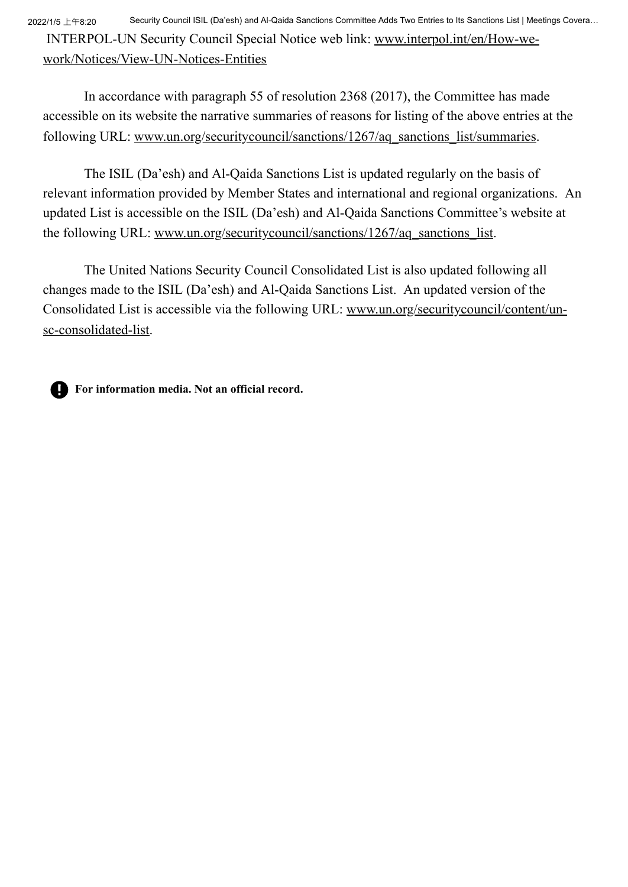INTERPOL-UN Security Council Special Notice web link: www.interpol.int/en/How-we-work/Notices/View-UN-Notices-Entities

In accordance with paragraph 55 of resolution 2368 (2017), the Committee has made accessible on its website the narrative summaries of reasons for listing of the above entries at the following URL: www.un.org/securitycouncil/sanctions/1267/aq_sanctions_list/summaries.

The ISIL (Da'esh) and Al-Qaida Sanctions List is updated regularly on the basis of relevant information provided by Member States and international and regional organizations. An updated List is accessible on the ISIL (Da'esh) and Al-Qaida Sanctions Committee's website at the following URL: www.un.org/securitycouncil/sanctions/1267/aq_sanctions_list.

The United Nations Security Council Consolidated List is also updated following all changes made to the ISIL (Da'esh) and Al-Qaida Sanctions List. An updated version of the Consolidated List is accessible via the following URL: www.un.org/securitycouncil/content/un-sc-consolidated-list.

**For information media. Not an official record.**